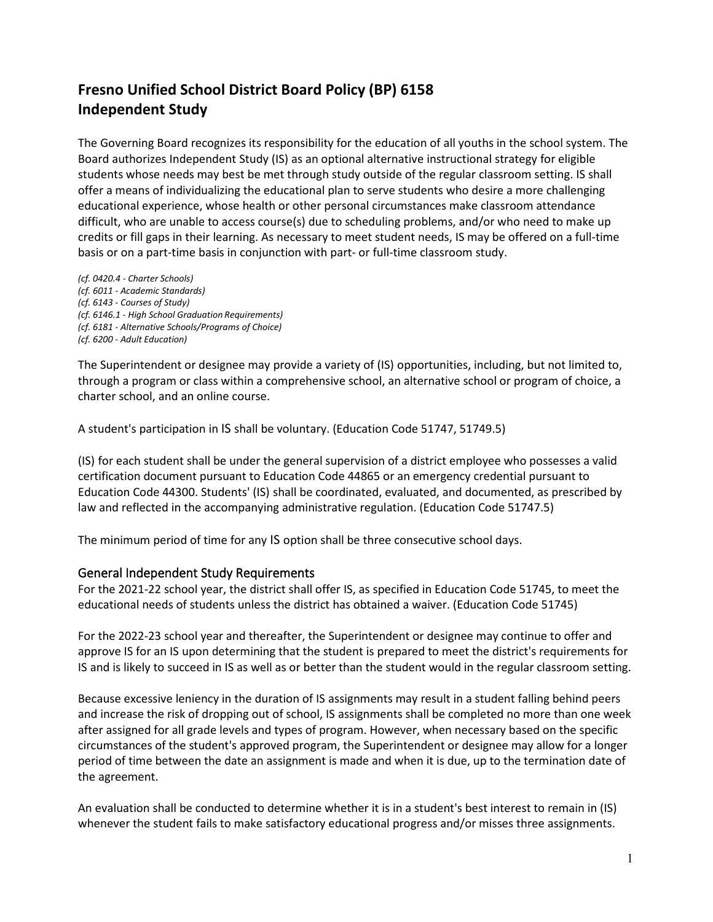# Fresno Unified School District Board Policy (BP) 6158
# Independent Study

The Governing Board recognizes its responsibility for the education of all youths in the school system. The Board authorizes Independent Study (IS) as an optional alternative instructional strategy for eligible students whose needs may best be met through study outside of the regular classroom setting. IS shall offer a means of individualizing the educational plan to serve students who desire a more challenging educational experience, whose health or other personal circumstances make classroom attendance difficult, who are unable to access course(s) due to scheduling problems, and/or who need to make up credits or fill gaps in their learning. As necessary to meet student needs, IS may be offered on a full-time basis or on a part-time basis in conjunction with part- or full-time classroom study.

*(cf. 0420.4 - Charter Schools)*
*(cf. 6011 - Academic Standards)*
*(cf. 6143 - Courses of Study)*
*(cf. 6146.1 - High School Graduation Requirements)*
*(cf. 6181 - Alternative Schools/Programs of Choice)*
*(cf. 6200 - Adult Education)*

The Superintendent or designee may provide a variety of (IS) opportunities, including, but not limited to, through a program or class within a comprehensive school, an alternative school or program of choice, a charter school, and an online course.

A student's participation in IS shall be voluntary. (Education Code 51747, 51749.5)

(IS) for each student shall be under the general supervision of a district employee who possesses a valid certification document pursuant to Education Code 44865 or an emergency credential pursuant to Education Code 44300. Students' (IS) shall be coordinated, evaluated, and documented, as prescribed by law and reflected in the accompanying administrative regulation. (Education Code 51747.5)

The minimum period of time for any IS option shall be three consecutive school days.

## General Independent Study Requirements

For the 2021-22 school year, the district shall offer IS, as specified in Education Code 51745, to meet the educational needs of students unless the district has obtained a waiver. (Education Code 51745)

For the 2022-23 school year and thereafter, the Superintendent or designee may continue to offer and approve IS for an IS upon determining that the student is prepared to meet the district's requirements for IS and is likely to succeed in IS as well as or better than the student would in the regular classroom setting.

Because excessive leniency in the duration of IS assignments may result in a student falling behind peers and increase the risk of dropping out of school, IS assignments shall be completed no more than one week after assigned for all grade levels and types of program. However, when necessary based on the specific circumstances of the student's approved program, the Superintendent or designee may allow for a longer period of time between the date an assignment is made and when it is due, up to the termination date of the agreement.

An evaluation shall be conducted to determine whether it is in a student's best interest to remain in (IS) whenever the student fails to make satisfactory educational progress and/or misses three assignments.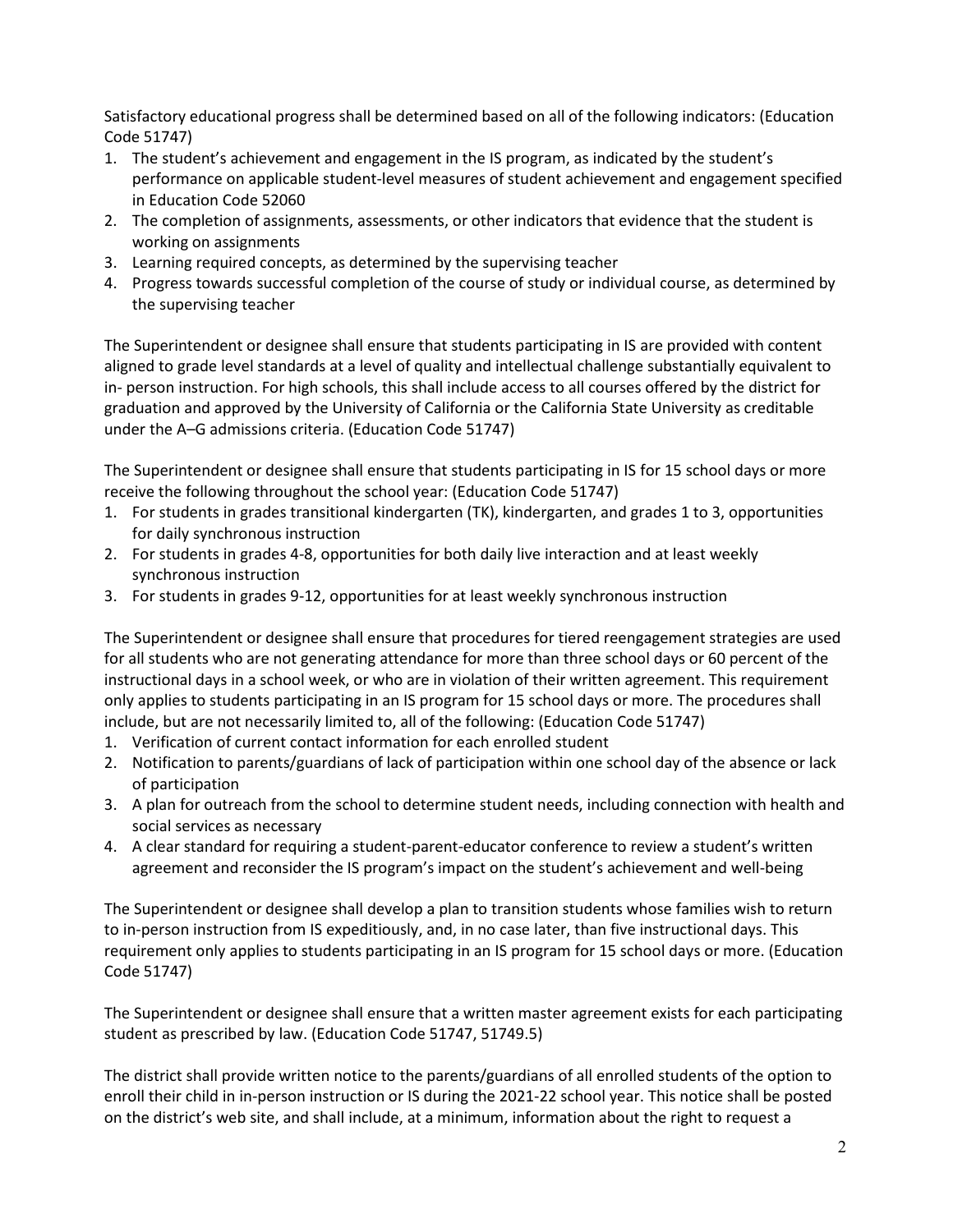Satisfactory educational progress shall be determined based on all of the following indicators: (Education Code 51747)

1. The student's achievement and engagement in the IS program, as indicated by the student's performance on applicable student-level measures of student achievement and engagement specified in Education Code 52060
2. The completion of assignments, assessments, or other indicators that evidence that the student is working on assignments
3. Learning required concepts, as determined by the supervising teacher
4. Progress towards successful completion of the course of study or individual course, as determined by the supervising teacher

The Superintendent or designee shall ensure that students participating in IS are provided with content aligned to grade level standards at a level of quality and intellectual challenge substantially equivalent to in- person instruction. For high schools, this shall include access to all courses offered by the district for graduation and approved by the University of California or the California State University as creditable under the A–G admissions criteria. (Education Code 51747)

The Superintendent or designee shall ensure that students participating in IS for 15 school days or more receive the following throughout the school year: (Education Code 51747)

1. For students in grades transitional kindergarten (TK), kindergarten, and grades 1 to 3, opportunities for daily synchronous instruction
2. For students in grades 4-8, opportunities for both daily live interaction and at least weekly synchronous instruction
3. For students in grades 9-12, opportunities for at least weekly synchronous instruction

The Superintendent or designee shall ensure that procedures for tiered reengagement strategies are used for all students who are not generating attendance for more than three school days or 60 percent of the instructional days in a school week, or who are in violation of their written agreement. This requirement only applies to students participating in an IS program for 15 school days or more. The procedures shall include, but are not necessarily limited to, all of the following: (Education Code 51747)

1. Verification of current contact information for each enrolled student
2. Notification to parents/guardians of lack of participation within one school day of the absence or lack of participation
3. A plan for outreach from the school to determine student needs, including connection with health and social services as necessary
4. A clear standard for requiring a student-parent-educator conference to review a student's written agreement and reconsider the IS program's impact on the student's achievement and well-being

The Superintendent or designee shall develop a plan to transition students whose families wish to return to in-person instruction from IS expeditiously, and, in no case later, than five instructional days. This requirement only applies to students participating in an IS program for 15 school days or more. (Education Code 51747)

The Superintendent or designee shall ensure that a written master agreement exists for each participating student as prescribed by law. (Education Code 51747, 51749.5)

The district shall provide written notice to the parents/guardians of all enrolled students of the option to enroll their child in in-person instruction or IS during the 2021-22 school year. This notice shall be posted on the district's web site, and shall include, at a minimum, information about the right to request a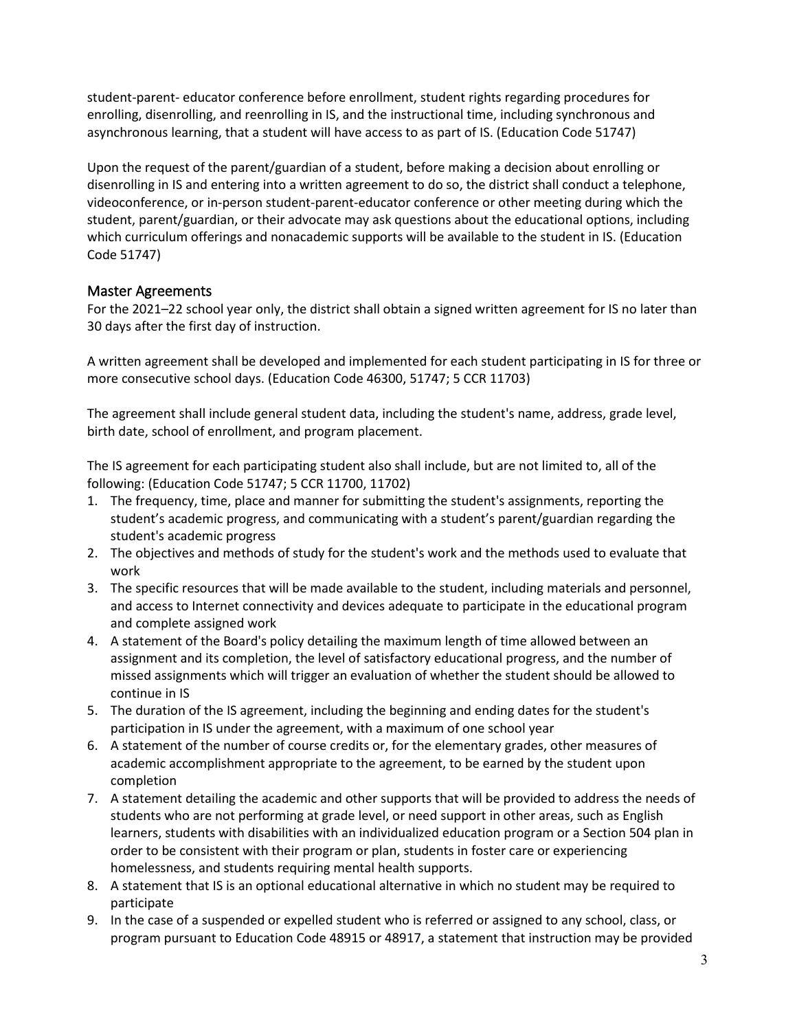student-parent- educator conference before enrollment, student rights regarding procedures for enrolling, disenrolling, and reenrolling in IS, and the instructional time, including synchronous and asynchronous learning, that a student will have access to as part of IS. (Education Code 51747)

Upon the request of the parent/guardian of a student, before making a decision about enrolling or disenrolling in IS and entering into a written agreement to do so, the district shall conduct a telephone, videoconference, or in-person student-parent-educator conference or other meeting during which the student, parent/guardian, or their advocate may ask questions about the educational options, including which curriculum offerings and nonacademic supports will be available to the student in IS. (Education Code 51747)

## Master Agreements

For the 2021–22 school year only, the district shall obtain a signed written agreement for IS no later than 30 days after the first day of instruction.

A written agreement shall be developed and implemented for each student participating in IS for three or more consecutive school days. (Education Code 46300, 51747; 5 CCR 11703)

The agreement shall include general student data, including the student's name, address, grade level, birth date, school of enrollment, and program placement.

The IS agreement for each participating student also shall include, but are not limited to, all of the following: (Education Code 51747; 5 CCR 11700, 11702)

1. The frequency, time, place and manner for submitting the student's assignments, reporting the student's academic progress, and communicating with a student's parent/guardian regarding the student's academic progress
2. The objectives and methods of study for the student's work and the methods used to evaluate that work
3. The specific resources that will be made available to the student, including materials and personnel, and access to Internet connectivity and devices adequate to participate in the educational program and complete assigned work
4. A statement of the Board's policy detailing the maximum length of time allowed between an assignment and its completion, the level of satisfactory educational progress, and the number of missed assignments which will trigger an evaluation of whether the student should be allowed to continue in IS
5. The duration of the IS agreement, including the beginning and ending dates for the student's participation in IS under the agreement, with a maximum of one school year
6. A statement of the number of course credits or, for the elementary grades, other measures of academic accomplishment appropriate to the agreement, to be earned by the student upon completion
7. A statement detailing the academic and other supports that will be provided to address the needs of students who are not performing at grade level, or need support in other areas, such as English learners, students with disabilities with an individualized education program or a Section 504 plan in order to be consistent with their program or plan, students in foster care or experiencing homelessness, and students requiring mental health supports.
8. A statement that IS is an optional educational alternative in which no student may be required to participate
9. In the case of a suspended or expelled student who is referred or assigned to any school, class, or program pursuant to Education Code 48915 or 48917, a statement that instruction may be provided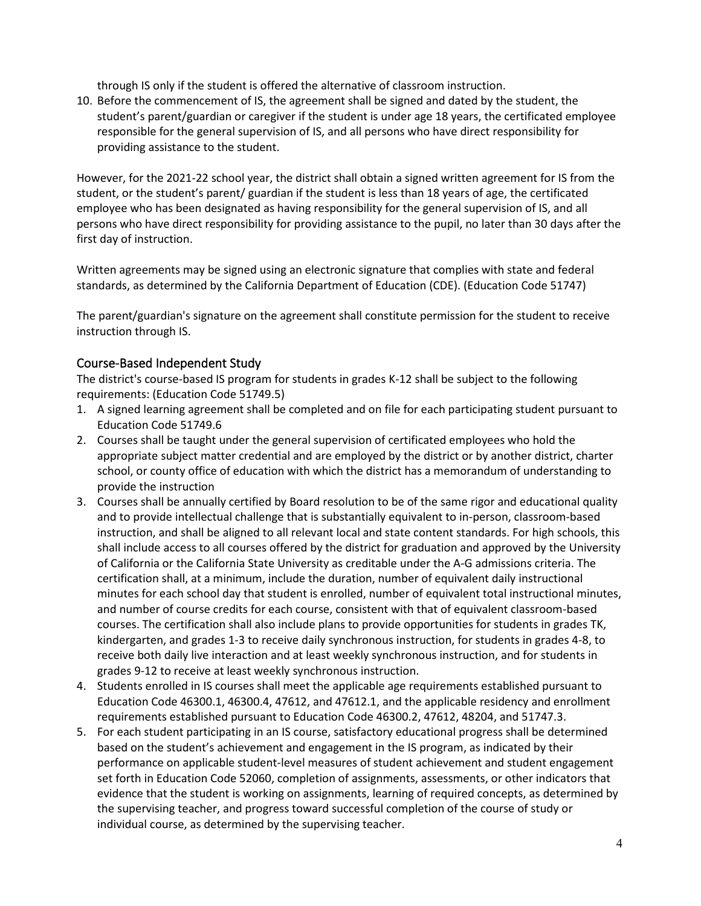through IS only if the student is offered the alternative of classroom instruction.

10. Before the commencement of IS, the agreement shall be signed and dated by the student, the student's parent/guardian or caregiver if the student is under age 18 years, the certificated employee responsible for the general supervision of IS, and all persons who have direct responsibility for providing assistance to the student.

However, for the 2021-22 school year, the district shall obtain a signed written agreement for IS from the student, or the student's parent/ guardian if the student is less than 18 years of age, the certificated employee who has been designated as having responsibility for the general supervision of IS, and all persons who have direct responsibility for providing assistance to the pupil, no later than 30 days after the first day of instruction.

Written agreements may be signed using an electronic signature that complies with state and federal standards, as determined by the California Department of Education (CDE). (Education Code 51747)

The parent/guardian's signature on the agreement shall constitute permission for the student to receive instruction through IS.

## Course-Based Independent Study

The district's course-based IS program for students in grades K-12 shall be subject to the following requirements: (Education Code 51749.5)

1. A signed learning agreement shall be completed and on file for each participating student pursuant to Education Code 51749.6
2. Courses shall be taught under the general supervision of certificated employees who hold the appropriate subject matter credential and are employed by the district or by another district, charter school, or county office of education with which the district has a memorandum of understanding to provide the instruction
3. Courses shall be annually certified by Board resolution to be of the same rigor and educational quality and to provide intellectual challenge that is substantially equivalent to in-person, classroom-based instruction, and shall be aligned to all relevant local and state content standards. For high schools, this shall include access to all courses offered by the district for graduation and approved by the University of California or the California State University as creditable under the A-G admissions criteria. The certification shall, at a minimum, include the duration, number of equivalent daily instructional minutes for each school day that student is enrolled, number of equivalent total instructional minutes, and number of course credits for each course, consistent with that of equivalent classroom-based courses. The certification shall also include plans to provide opportunities for students in grades TK, kindergarten, and grades 1-3 to receive daily synchronous instruction, for students in grades 4-8, to receive both daily live interaction and at least weekly synchronous instruction, and for students in grades 9-12 to receive at least weekly synchronous instruction.
4. Students enrolled in IS courses shall meet the applicable age requirements established pursuant to Education Code 46300.1, 46300.4, 47612, and 47612.1, and the applicable residency and enrollment requirements established pursuant to Education Code 46300.2, 47612, 48204, and 51747.3.
5. For each student participating in an IS course, satisfactory educational progress shall be determined based on the student's achievement and engagement in the IS program, as indicated by their performance on applicable student-level measures of student achievement and student engagement set forth in Education Code 52060, completion of assignments, assessments, or other indicators that evidence that the student is working on assignments, learning of required concepts, as determined by the supervising teacher, and progress toward successful completion of the course of study or individual course, as determined by the supervising teacher.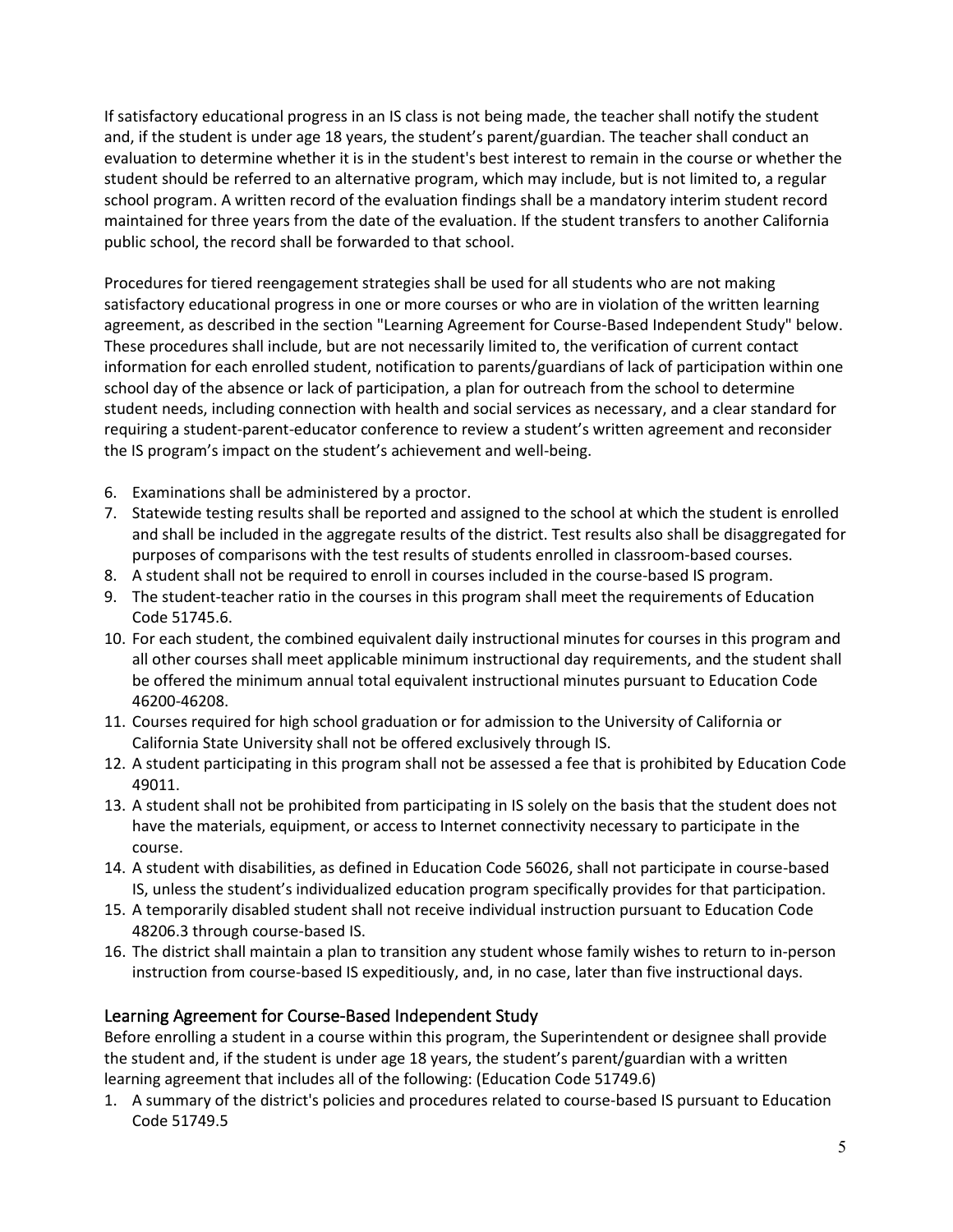If satisfactory educational progress in an IS class is not being made, the teacher shall notify the student and, if the student is under age 18 years, the student's parent/guardian. The teacher shall conduct an evaluation to determine whether it is in the student's best interest to remain in the course or whether the student should be referred to an alternative program, which may include, but is not limited to, a regular school program. A written record of the evaluation findings shall be a mandatory interim student record maintained for three years from the date of the evaluation. If the student transfers to another California public school, the record shall be forwarded to that school.

Procedures for tiered reengagement strategies shall be used for all students who are not making satisfactory educational progress in one or more courses or who are in violation of the written learning agreement, as described in the section "Learning Agreement for Course-Based Independent Study" below. These procedures shall include, but are not necessarily limited to, the verification of current contact information for each enrolled student, notification to parents/guardians of lack of participation within one school day of the absence or lack of participation, a plan for outreach from the school to determine student needs, including connection with health and social services as necessary, and a clear standard for requiring a student-parent-educator conference to review a student's written agreement and reconsider the IS program's impact on the student's achievement and well-being.

6. Examinations shall be administered by a proctor.
7. Statewide testing results shall be reported and assigned to the school at which the student is enrolled and shall be included in the aggregate results of the district. Test results also shall be disaggregated for purposes of comparisons with the test results of students enrolled in classroom-based courses.
8. A student shall not be required to enroll in courses included in the course-based IS program.
9. The student-teacher ratio in the courses in this program shall meet the requirements of Education Code 51745.6.
10. For each student, the combined equivalent daily instructional minutes for courses in this program and all other courses shall meet applicable minimum instructional day requirements, and the student shall be offered the minimum annual total equivalent instructional minutes pursuant to Education Code 46200-46208.
11. Courses required for high school graduation or for admission to the University of California or California State University shall not be offered exclusively through IS.
12. A student participating in this program shall not be assessed a fee that is prohibited by Education Code 49011.
13. A student shall not be prohibited from participating in IS solely on the basis that the student does not have the materials, equipment, or access to Internet connectivity necessary to participate in the course.
14. A student with disabilities, as defined in Education Code 56026, shall not participate in course-based IS, unless the student's individualized education program specifically provides for that participation.
15. A temporarily disabled student shall not receive individual instruction pursuant to Education Code 48206.3 through course-based IS.
16. The district shall maintain a plan to transition any student whose family wishes to return to in-person instruction from course-based IS expeditiously, and, in no case, later than five instructional days.

## Learning Agreement for Course-Based Independent Study

Before enrolling a student in a course within this program, the Superintendent or designee shall provide the student and, if the student is under age 18 years, the student's parent/guardian with a written learning agreement that includes all of the following: (Education Code 51749.6)

1. A summary of the district's policies and procedures related to course-based IS pursuant to Education Code 51749.5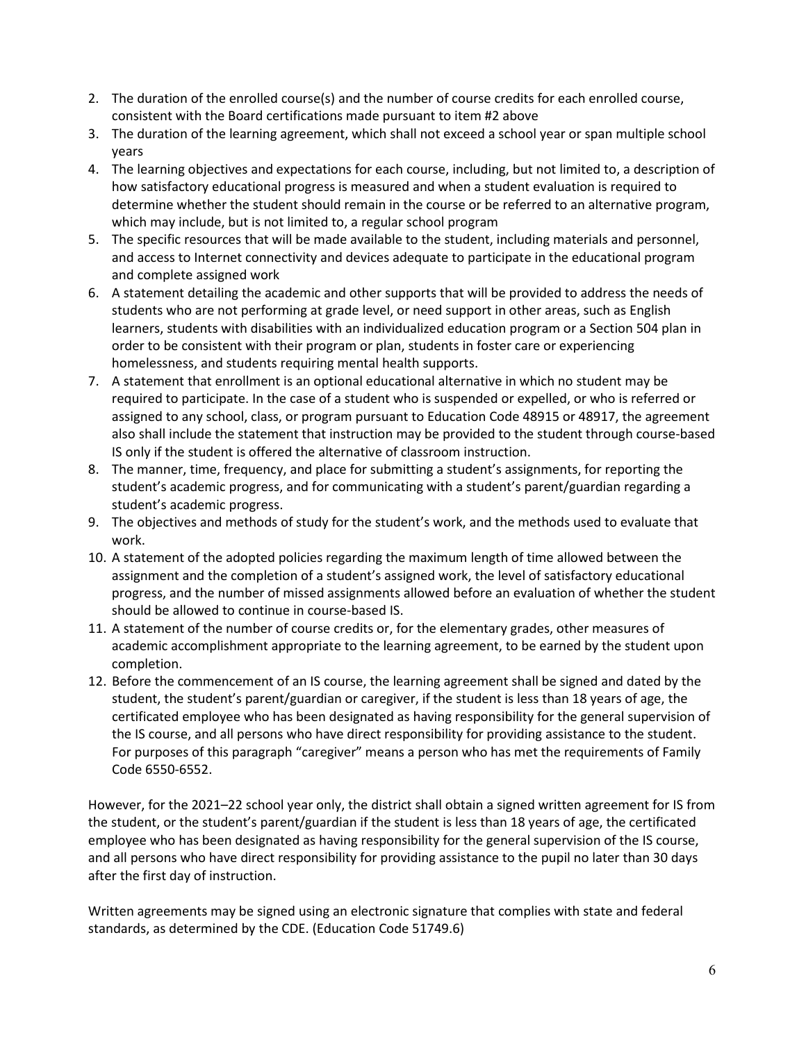2. The duration of the enrolled course(s) and the number of course credits for each enrolled course, consistent with the Board certifications made pursuant to item #2 above
3. The duration of the learning agreement, which shall not exceed a school year or span multiple school years
4. The learning objectives and expectations for each course, including, but not limited to, a description of how satisfactory educational progress is measured and when a student evaluation is required to determine whether the student should remain in the course or be referred to an alternative program, which may include, but is not limited to, a regular school program
5. The specific resources that will be made available to the student, including materials and personnel, and access to Internet connectivity and devices adequate to participate in the educational program and complete assigned work
6. A statement detailing the academic and other supports that will be provided to address the needs of students who are not performing at grade level, or need support in other areas, such as English learners, students with disabilities with an individualized education program or a Section 504 plan in order to be consistent with their program or plan, students in foster care or experiencing homelessness, and students requiring mental health supports.
7. A statement that enrollment is an optional educational alternative in which no student may be required to participate. In the case of a student who is suspended or expelled, or who is referred or assigned to any school, class, or program pursuant to Education Code 48915 or 48917, the agreement also shall include the statement that instruction may be provided to the student through course-based IS only if the student is offered the alternative of classroom instruction.
8. The manner, time, frequency, and place for submitting a student's assignments, for reporting the student's academic progress, and for communicating with a student's parent/guardian regarding a student's academic progress.
9. The objectives and methods of study for the student's work, and the methods used to evaluate that work.
10. A statement of the adopted policies regarding the maximum length of time allowed between the assignment and the completion of a student's assigned work, the level of satisfactory educational progress, and the number of missed assignments allowed before an evaluation of whether the student should be allowed to continue in course-based IS.
11. A statement of the number of course credits or, for the elementary grades, other measures of academic accomplishment appropriate to the learning agreement, to be earned by the student upon completion.
12. Before the commencement of an IS course, the learning agreement shall be signed and dated by the student, the student's parent/guardian or caregiver, if the student is less than 18 years of age, the certificated employee who has been designated as having responsibility for the general supervision of the IS course, and all persons who have direct responsibility for providing assistance to the student. For purposes of this paragraph "caregiver" means a person who has met the requirements of Family Code 6550-6552.

However, for the 2021–22 school year only, the district shall obtain a signed written agreement for IS from the student, or the student's parent/guardian if the student is less than 18 years of age, the certificated employee who has been designated as having responsibility for the general supervision of the IS course, and all persons who have direct responsibility for providing assistance to the pupil no later than 30 days after the first day of instruction.

Written agreements may be signed using an electronic signature that complies with state and federal standards, as determined by the CDE. (Education Code 51749.6)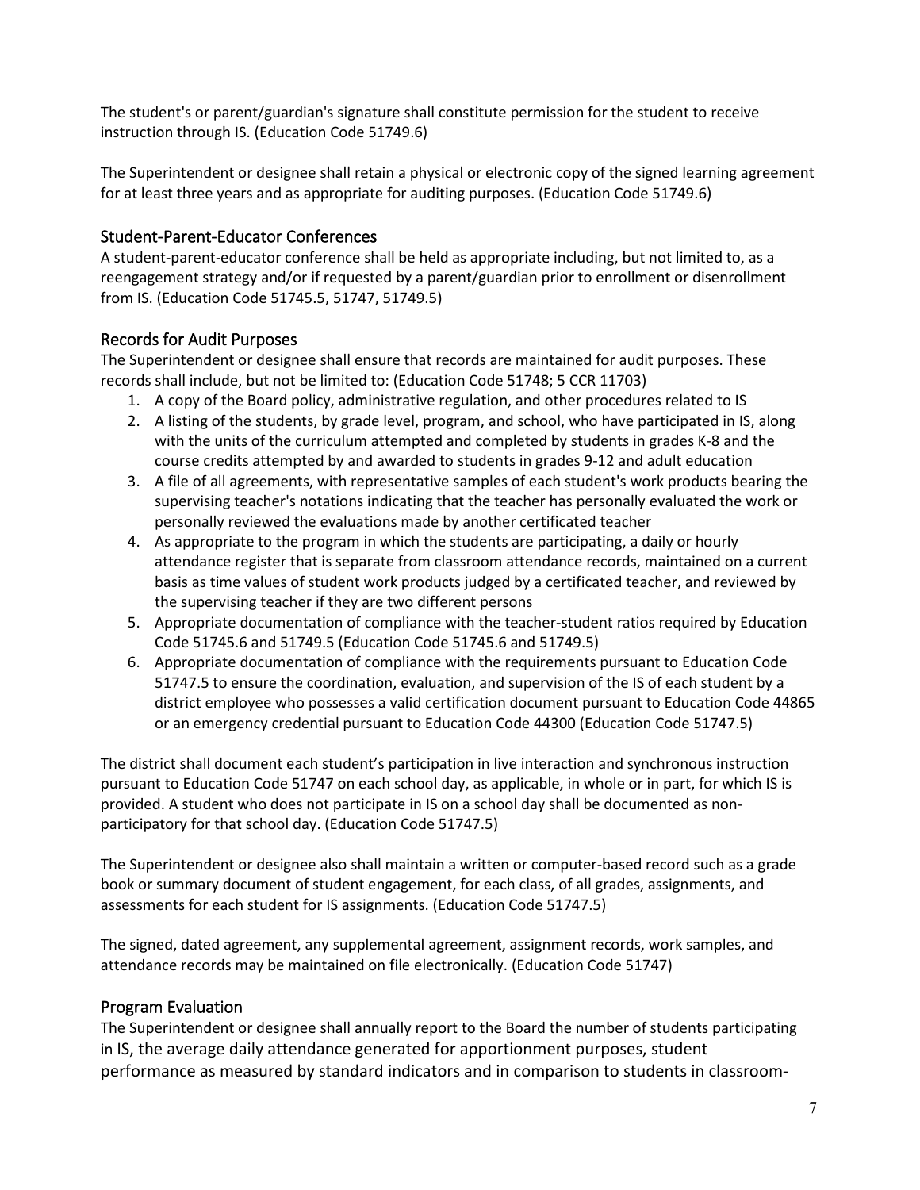The student's or parent/guardian's signature shall constitute permission for the student to receive instruction through IS. (Education Code 51749.6)

The Superintendent or designee shall retain a physical or electronic copy of the signed learning agreement for at least three years and as appropriate for auditing purposes. (Education Code 51749.6)

## Student-Parent-Educator Conferences

A student-parent-educator conference shall be held as appropriate including, but not limited to, as a reengagement strategy and/or if requested by a parent/guardian prior to enrollment or disenrollment from IS. (Education Code 51745.5, 51747, 51749.5)

## Records for Audit Purposes

The Superintendent or designee shall ensure that records are maintained for audit purposes. These records shall include, but not be limited to: (Education Code 51748; 5 CCR 11703)

1. A copy of the Board policy, administrative regulation, and other procedures related to IS
2. A listing of the students, by grade level, program, and school, who have participated in IS, along with the units of the curriculum attempted and completed by students in grades K-8 and the course credits attempted by and awarded to students in grades 9-12 and adult education
3. A file of all agreements, with representative samples of each student's work products bearing the supervising teacher's notations indicating that the teacher has personally evaluated the work or personally reviewed the evaluations made by another certificated teacher
4. As appropriate to the program in which the students are participating, a daily or hourly attendance register that is separate from classroom attendance records, maintained on a current basis as time values of student work products judged by a certificated teacher, and reviewed by the supervising teacher if they are two different persons
5. Appropriate documentation of compliance with the teacher-student ratios required by Education Code 51745.6 and 51749.5 (Education Code 51745.6 and 51749.5)
6. Appropriate documentation of compliance with the requirements pursuant to Education Code 51747.5 to ensure the coordination, evaluation, and supervision of the IS of each student by a district employee who possesses a valid certification document pursuant to Education Code 44865 or an emergency credential pursuant to Education Code 44300 (Education Code 51747.5)

The district shall document each student's participation in live interaction and synchronous instruction pursuant to Education Code 51747 on each school day, as applicable, in whole or in part, for which IS is provided. A student who does not participate in IS on a school day shall be documented as non-participatory for that school day. (Education Code 51747.5)

The Superintendent or designee also shall maintain a written or computer-based record such as a grade book or summary document of student engagement, for each class, of all grades, assignments, and assessments for each student for IS assignments. (Education Code 51747.5)

The signed, dated agreement, any supplemental agreement, assignment records, work samples, and attendance records may be maintained on file electronically. (Education Code 51747)

## Program Evaluation

The Superintendent or designee shall annually report to the Board the number of students participating in IS, the average daily attendance generated for apportionment purposes, student performance as measured by standard indicators and in comparison to students in classroom-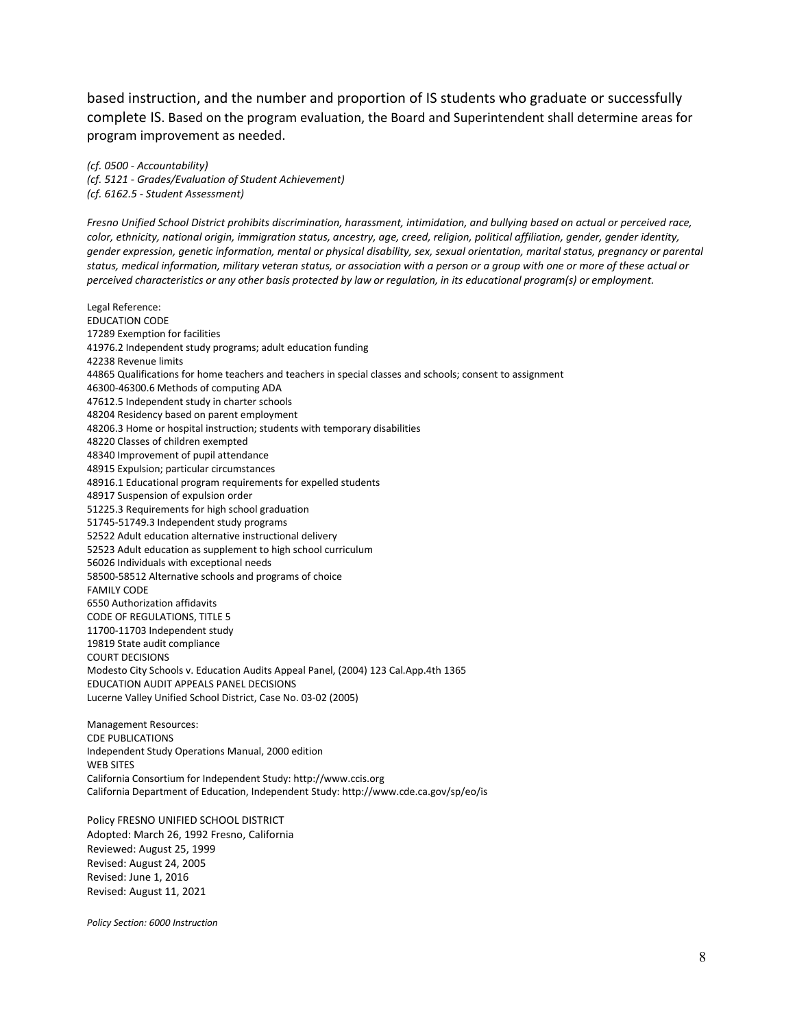based instruction, and the number and proportion of IS students who graduate or successfully complete IS. Based on the program evaluation, the Board and Superintendent shall determine areas for program improvement as needed.

*(cf. 0500 - Accountability)*
*(cf. 5121 - Grades/Evaluation of Student Achievement)*
*(cf. 6162.5 - Student Assessment)*

*Fresno Unified School District prohibits discrimination, harassment, intimidation, and bullying based on actual or perceived race, color, ethnicity, national origin, immigration status, ancestry, age, creed, religion, political affiliation, gender, gender identity, gender expression, genetic information, mental or physical disability, sex, sexual orientation, marital status, pregnancy or parental status, medical information, military veteran status, or association with a person or a group with one or more of these actual or perceived characteristics or any other basis protected by law or regulation, in its educational program(s) or employment.*

Legal Reference:
EDUCATION CODE
17289 Exemption for facilities
41976.2 Independent study programs; adult education funding
42238 Revenue limits
44865 Qualifications for home teachers and teachers in special classes and schools; consent to assignment
46300-46300.6 Methods of computing ADA
47612.5 Independent study in charter schools
48204 Residency based on parent employment
48206.3 Home or hospital instruction; students with temporary disabilities
48220 Classes of children exempted
48340 Improvement of pupil attendance
48915 Expulsion; particular circumstances
48916.1 Educational program requirements for expelled students
48917 Suspension of expulsion order
51225.3 Requirements for high school graduation
51745-51749.3 Independent study programs
52522 Adult education alternative instructional delivery
52523 Adult education as supplement to high school curriculum
56026 Individuals with exceptional needs
58500-58512 Alternative schools and programs of choice
FAMILY CODE
6550 Authorization affidavits
CODE OF REGULATIONS, TITLE 5
11700-11703 Independent study
19819 State audit compliance
COURT DECISIONS
Modesto City Schools v. Education Audits Appeal Panel, (2004) 123 Cal.App.4th 1365
EDUCATION AUDIT APPEALS PANEL DECISIONS
Lucerne Valley Unified School District, Case No. 03-02 (2005)

Management Resources:
CDE PUBLICATIONS
Independent Study Operations Manual, 2000 edition
WEB SITES
California Consortium for Independent Study: http://www.ccis.org
California Department of Education, Independent Study: http://www.cde.ca.gov/sp/eo/is

Policy FRESNO UNIFIED SCHOOL DISTRICT
Adopted: March 26, 1992 Fresno, California
Reviewed: August 25, 1999
Revised: August 24, 2005
Revised: June 1, 2016
Revised: August 11, 2021

*Policy Section: 6000 Instruction*